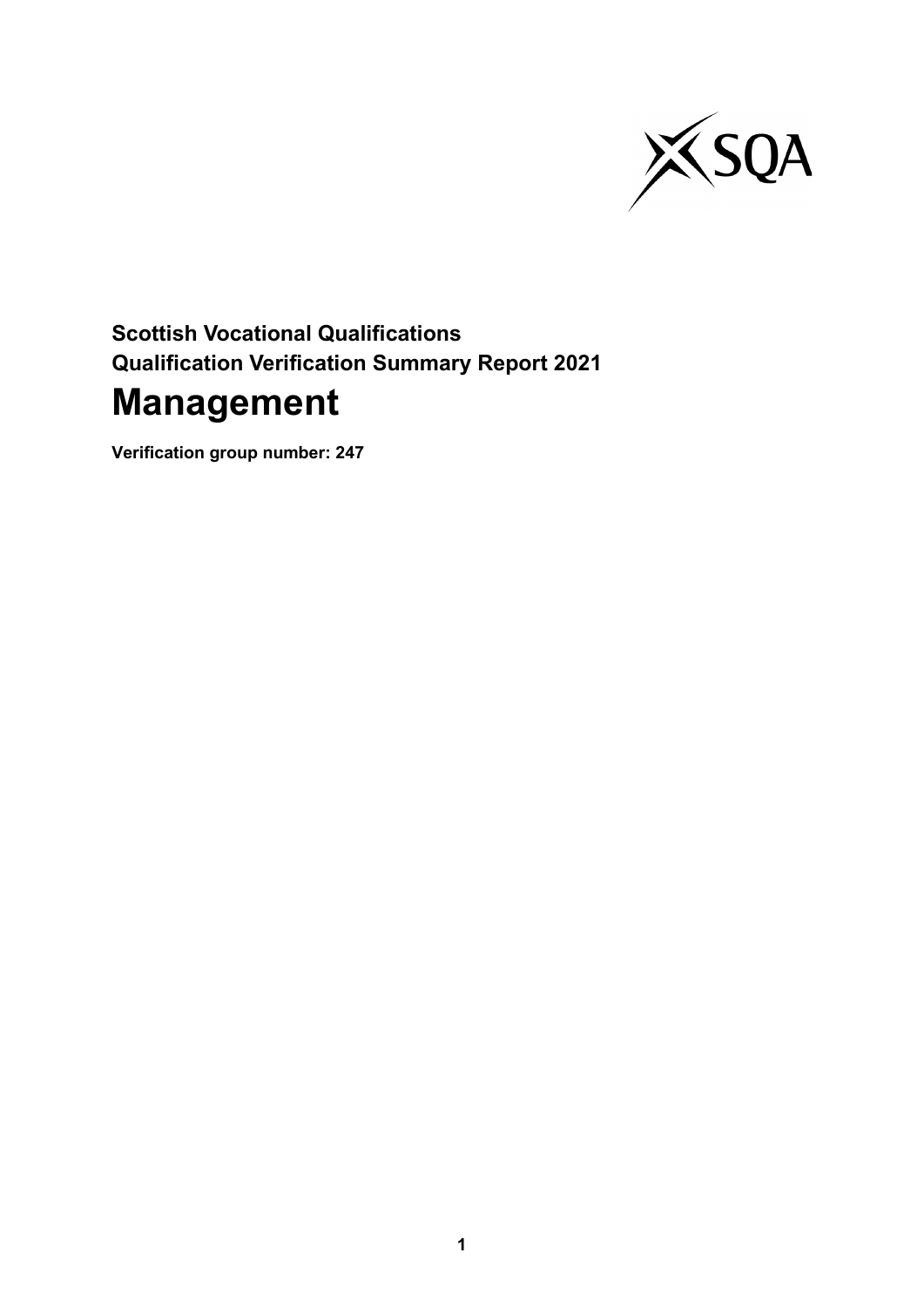**Scottish Vocational Qualifications**
**Qualification Verification Summary Report 2021**

# Management

**Verification group number: 247**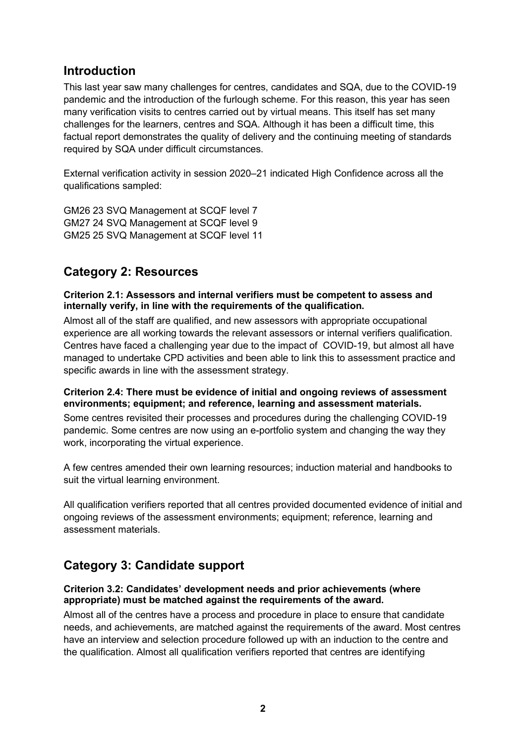## Introduction

This last year saw many challenges for centres, candidates and SQA, due to the COVID-19 pandemic and the introduction of the furlough scheme. For this reason, this year has seen many verification visits to centres carried out by virtual means. This itself has set many challenges for the learners, centres and SQA. Although it has been a difficult time, this factual report demonstrates the quality of delivery and the continuing meeting of standards required by SQA under difficult circumstances.

External verification activity in session 2020–21 indicated High Confidence across all the qualifications sampled:

GM26 23 SVQ Management at SCQF level 7
GM27 24 SVQ Management at SCQF level 9
GM25 25 SVQ Management at SCQF level 11

## Category 2: Resources

**Criterion 2.1: Assessors and internal verifiers must be competent to assess and internally verify, in line with the requirements of the qualification.**

Almost all of the staff are qualified, and new assessors with appropriate occupational experience are all working towards the relevant assessors or internal verifiers qualification. Centres have faced a challenging year due to the impact of COVID-19, but almost all have managed to undertake CPD activities and been able to link this to assessment practice and specific awards in line with the assessment strategy.

**Criterion 2.4: There must be evidence of initial and ongoing reviews of assessment environments; equipment; and reference, learning and assessment materials.**

Some centres revisited their processes and procedures during the challenging COVID-19 pandemic. Some centres are now using an e-portfolio system and changing the way they work, incorporating the virtual experience.

A few centres amended their own learning resources; induction material and handbooks to suit the virtual learning environment.

All qualification verifiers reported that all centres provided documented evidence of initial and ongoing reviews of the assessment environments; equipment; reference, learning and assessment materials.

## Category 3: Candidate support

**Criterion 3.2: Candidates' development needs and prior achievements (where appropriate) must be matched against the requirements of the award.**

Almost all of the centres have a process and procedure in place to ensure that candidate needs, and achievements, are matched against the requirements of the award. Most centres have an interview and selection procedure followed up with an induction to the centre and the qualification. Almost all qualification verifiers reported that centres are identifying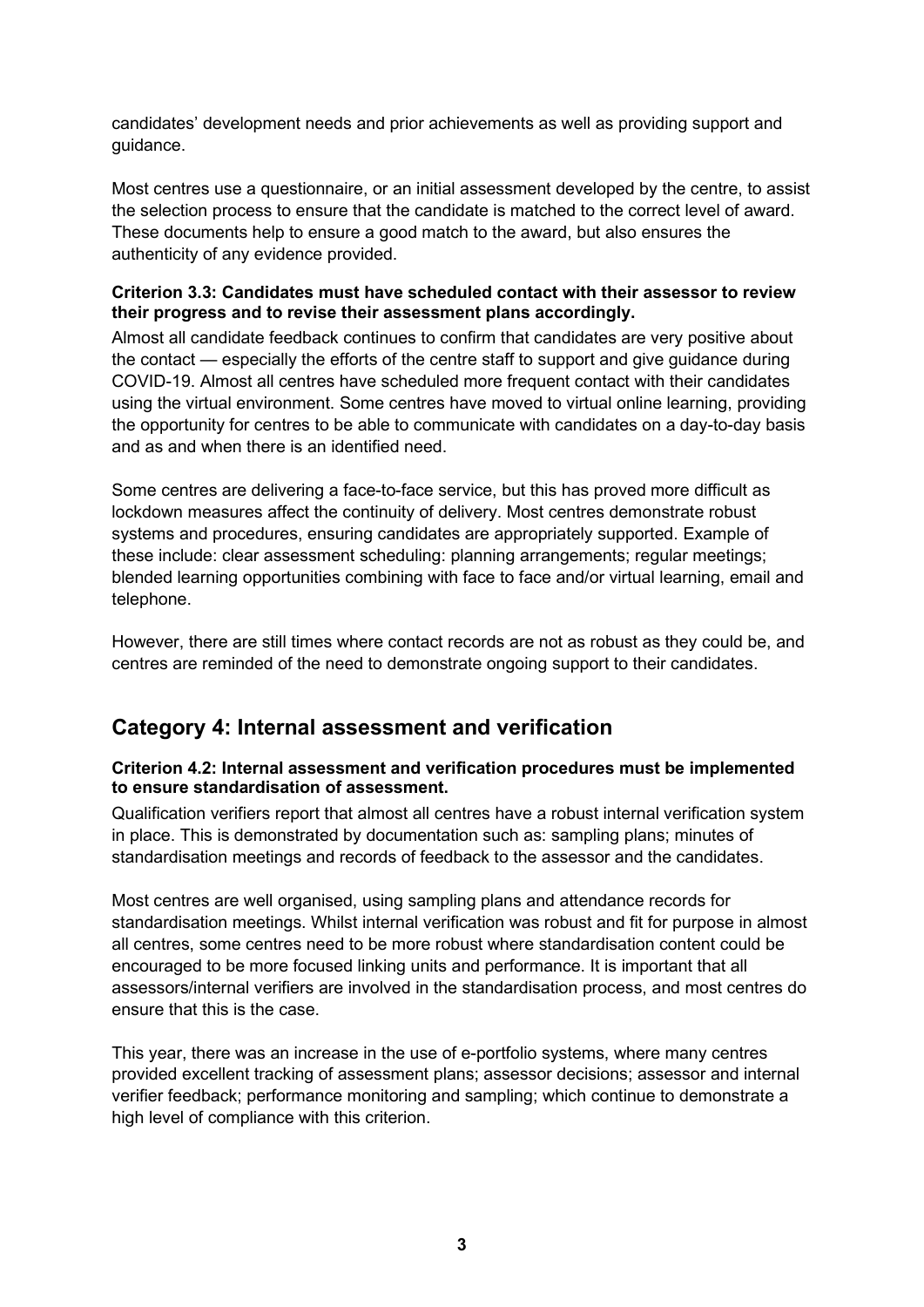candidates' development needs and prior achievements as well as providing support and guidance.

Most centres use a questionnaire, or an initial assessment developed by the centre, to assist the selection process to ensure that the candidate is matched to the correct level of award. These documents help to ensure a good match to the award, but also ensures the authenticity of any evidence provided.

**Criterion 3.3: Candidates must have scheduled contact with their assessor to review their progress and to revise their assessment plans accordingly.**

Almost all candidate feedback continues to confirm that candidates are very positive about the contact — especially the efforts of the centre staff to support and give guidance during COVID-19. Almost all centres have scheduled more frequent contact with their candidates using the virtual environment. Some centres have moved to virtual online learning, providing the opportunity for centres to be able to communicate with candidates on a day-to-day basis and as and when there is an identified need.

Some centres are delivering a face-to-face service, but this has proved more difficult as lockdown measures affect the continuity of delivery. Most centres demonstrate robust systems and procedures, ensuring candidates are appropriately supported. Example of these include: clear assessment scheduling: planning arrangements; regular meetings; blended learning opportunities combining with face to face and/or virtual learning, email and telephone.

However, there are still times where contact records are not as robust as they could be, and centres are reminded of the need to demonstrate ongoing support to their candidates.

## Category 4: Internal assessment and verification

**Criterion 4.2: Internal assessment and verification procedures must be implemented to ensure standardisation of assessment.**

Qualification verifiers report that almost all centres have a robust internal verification system in place. This is demonstrated by documentation such as: sampling plans; minutes of standardisation meetings and records of feedback to the assessor and the candidates.

Most centres are well organised, using sampling plans and attendance records for standardisation meetings. Whilst internal verification was robust and fit for purpose in almost all centres, some centres need to be more robust where standardisation content could be encouraged to be more focused linking units and performance. It is important that all assessors/internal verifiers are involved in the standardisation process, and most centres do ensure that this is the case.

This year, there was an increase in the use of e-portfolio systems, where many centres provided excellent tracking of assessment plans; assessor decisions; assessor and internal verifier feedback; performance monitoring and sampling; which continue to demonstrate a high level of compliance with this criterion.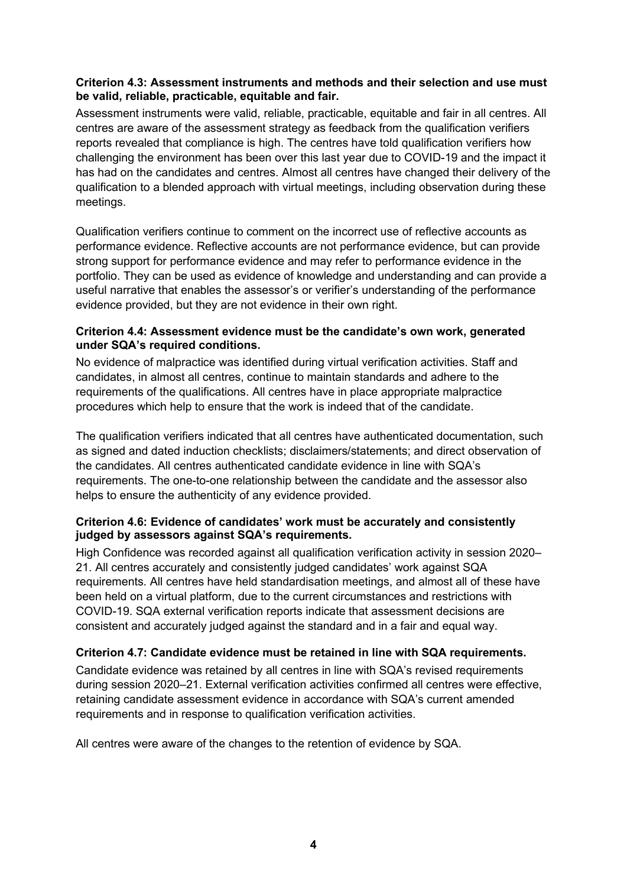**Criterion 4.3: Assessment instruments and methods and their selection and use must be valid, reliable, practicable, equitable and fair.**

Assessment instruments were valid, reliable, practicable, equitable and fair in all centres. All centres are aware of the assessment strategy as feedback from the qualification verifiers reports revealed that compliance is high. The centres have told qualification verifiers how challenging the environment has been over this last year due to COVID-19 and the impact it has had on the candidates and centres. Almost all centres have changed their delivery of the qualification to a blended approach with virtual meetings, including observation during these meetings.

Qualification verifiers continue to comment on the incorrect use of reflective accounts as performance evidence. Reflective accounts are not performance evidence, but can provide strong support for performance evidence and may refer to performance evidence in the portfolio. They can be used as evidence of knowledge and understanding and can provide a useful narrative that enables the assessor's or verifier's understanding of the performance evidence provided, but they are not evidence in their own right.

**Criterion 4.4: Assessment evidence must be the candidate's own work, generated under SQA's required conditions.**

No evidence of malpractice was identified during virtual verification activities. Staff and candidates, in almost all centres, continue to maintain standards and adhere to the requirements of the qualifications. All centres have in place appropriate malpractice procedures which help to ensure that the work is indeed that of the candidate.

The qualification verifiers indicated that all centres have authenticated documentation, such as signed and dated induction checklists; disclaimers/statements; and direct observation of the candidates. All centres authenticated candidate evidence in line with SQA's requirements. The one-to-one relationship between the candidate and the assessor also helps to ensure the authenticity of any evidence provided.

**Criterion 4.6: Evidence of candidates' work must be accurately and consistently judged by assessors against SQA's requirements.**

High Confidence was recorded against all qualification verification activity in session 2020–21. All centres accurately and consistently judged candidates' work against SQA requirements. All centres have held standardisation meetings, and almost all of these have been held on a virtual platform, due to the current circumstances and restrictions with COVID-19. SQA external verification reports indicate that assessment decisions are consistent and accurately judged against the standard and in a fair and equal way.

**Criterion 4.7: Candidate evidence must be retained in line with SQA requirements.**

Candidate evidence was retained by all centres in line with SQA's revised requirements during session 2020–21. External verification activities confirmed all centres were effective, retaining candidate assessment evidence in accordance with SQA's current amended requirements and in response to qualification verification activities.

All centres were aware of the changes to the retention of evidence by SQA.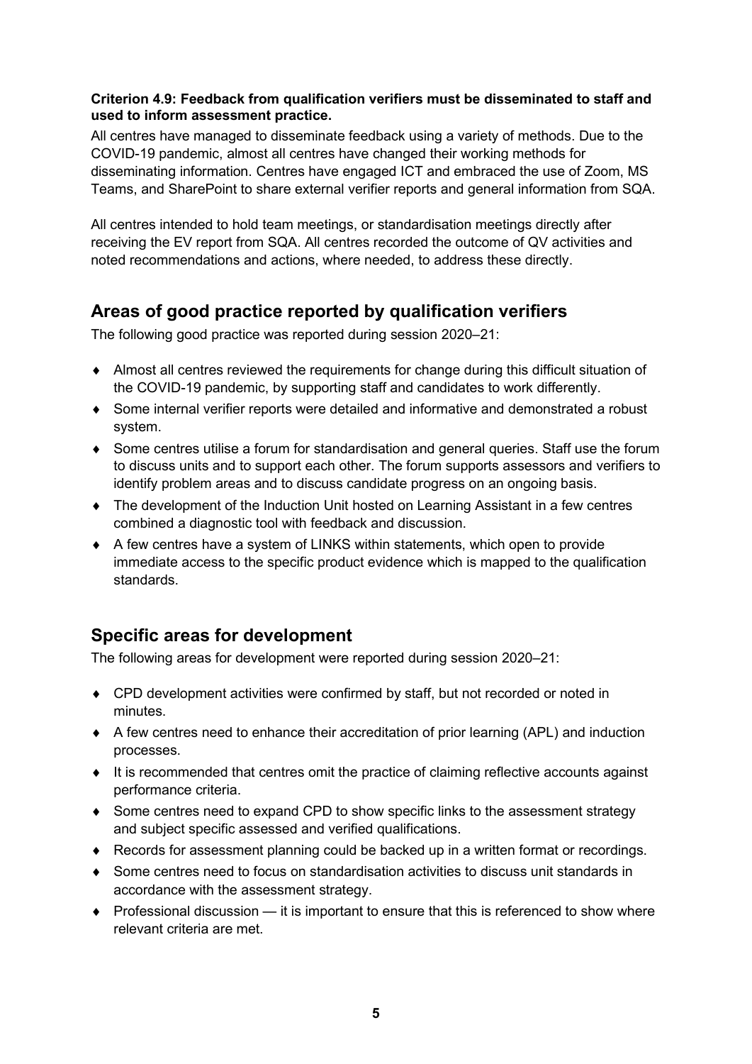**Criterion 4.9: Feedback from qualification verifiers must be disseminated to staff and used to inform assessment practice.**

All centres have managed to disseminate feedback using a variety of methods. Due to the COVID-19 pandemic, almost all centres have changed their working methods for disseminating information. Centres have engaged ICT and embraced the use of Zoom, MS Teams, and SharePoint to share external verifier reports and general information from SQA.

All centres intended to hold team meetings, or standardisation meetings directly after receiving the EV report from SQA. All centres recorded the outcome of QV activities and noted recommendations and actions, where needed, to address these directly.

## Areas of good practice reported by qualification verifiers

The following good practice was reported during session 2020–21:

- Almost all centres reviewed the requirements for change during this difficult situation of the COVID-19 pandemic, by supporting staff and candidates to work differently.
- Some internal verifier reports were detailed and informative and demonstrated a robust system.
- Some centres utilise a forum for standardisation and general queries. Staff use the forum to discuss units and to support each other. The forum supports assessors and verifiers to identify problem areas and to discuss candidate progress on an ongoing basis.
- The development of the Induction Unit hosted on Learning Assistant in a few centres combined a diagnostic tool with feedback and discussion.
- A few centres have a system of LINKS within statements, which open to provide immediate access to the specific product evidence which is mapped to the qualification standards.

## Specific areas for development

The following areas for development were reported during session 2020–21:

- CPD development activities were confirmed by staff, but not recorded or noted in minutes.
- A few centres need to enhance their accreditation of prior learning (APL) and induction processes.
- It is recommended that centres omit the practice of claiming reflective accounts against performance criteria.
- Some centres need to expand CPD to show specific links to the assessment strategy and subject specific assessed and verified qualifications.
- Records for assessment planning could be backed up in a written format or recordings.
- Some centres need to focus on standardisation activities to discuss unit standards in accordance with the assessment strategy.
- Professional discussion — it is important to ensure that this is referenced to show where relevant criteria are met.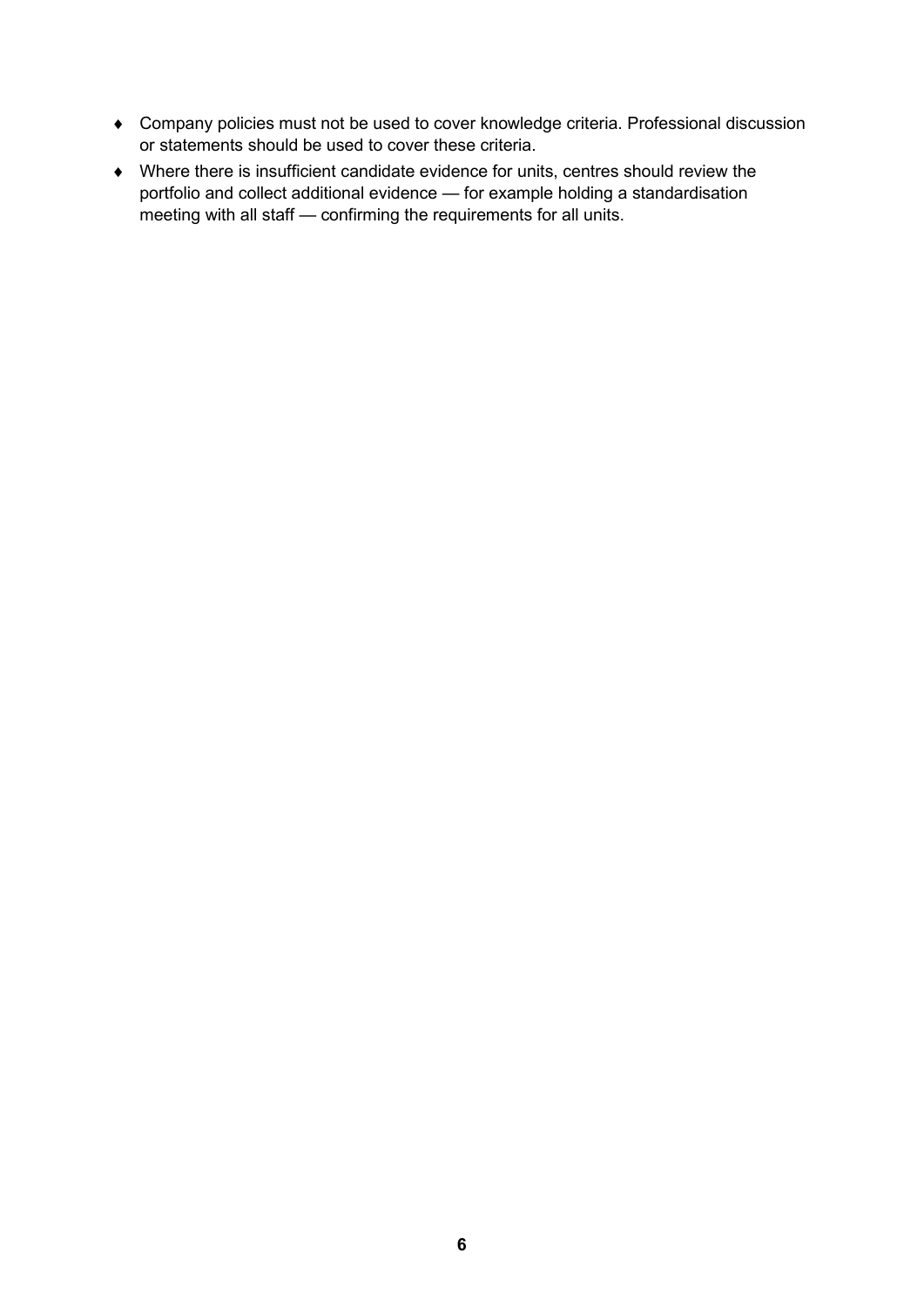- Company policies must not be used to cover knowledge criteria. Professional discussion or statements should be used to cover these criteria.
- Where there is insufficient candidate evidence for units, centres should review the portfolio and collect additional evidence — for example holding a standardisation meeting with all staff — confirming the requirements for all units.